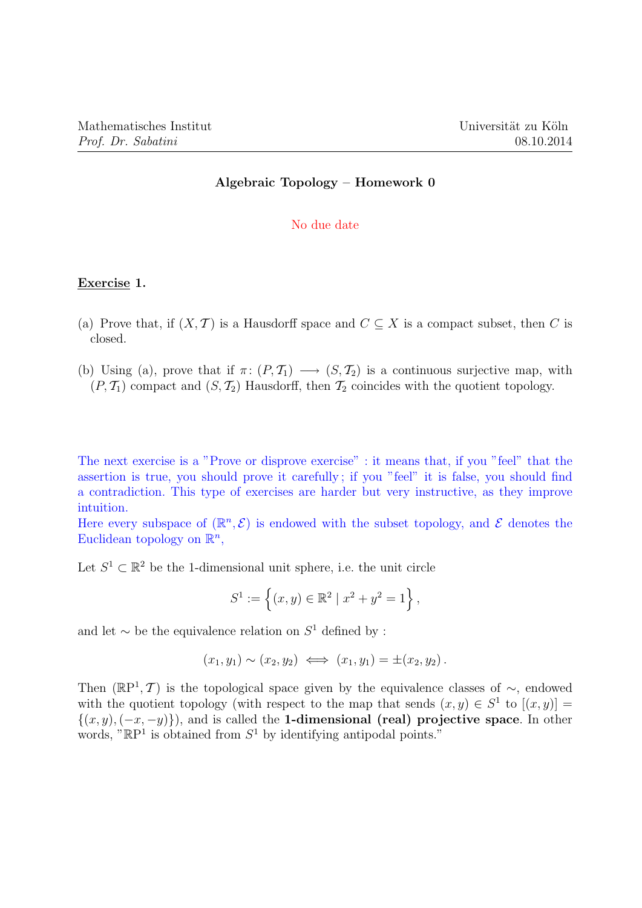Mathematisches Institut
*Prof. Dr. Sabatini*

Universität zu Köln
08.10.2014

## Algebraic Topology – Homework 0

No due date

**Exercise 1.**

(a) Prove that, if $(X, \mathcal{T})$ is a Hausdorff space and $C \subseteq X$ is a compact subset, then $C$ is closed.

(b) Using (a), prove that if $\pi \colon (P, \mathcal{T}_1) \longrightarrow (S, \mathcal{T}_2)$ is a continuous surjective map, with $(P, \mathcal{T}_1)$ compact and $(S, \mathcal{T}_2)$ Hausdorff, then $\mathcal{T}_2$ coincides with the quotient topology.

The next exercise is a "Prove or disprove exercise" : it means that, if you "feel" that the assertion is true, you should prove it carefully ; if you "feel" it is false, you should find a contradiction. This type of exercises are harder but very instructive, as they improve intuition.
Here every subspace of $(\mathbb{R}^n, \mathcal{E})$ is endowed with the subset topology, and $\mathcal{E}$ denotes the Euclidean topology on $\mathbb{R}^n$,

Let $S^1 \subset \mathbb{R}^2$ be the 1-dimensional unit sphere, i.e. the unit circle

$$S^1 := \Big\{(x, y) \in \mathbb{R}^2 \mid x^2 + y^2 = 1\Big\},$$

and let $\sim$ be the equivalence relation on $S^1$ defined by :

$$(x_1, y_1) \sim (x_2, y_2) \iff (x_1, y_1) = \pm(x_2, y_2)\,.$$

Then $(\mathbb{R}\mathrm{P}^1, \mathcal{T})$ is the topological space given by the equivalence classes of $\sim$, endowed with the quotient topology (with respect to the map that sends $(x, y) \in S^1$ to $[(x, y)] = \{(x, y), (-x, -y)\}$), and is called the **1-dimensional (real) projective space**. In other words, "$\mathbb{R}\mathrm{P}^1$ is obtained from $S^1$ by identifying antipodal points."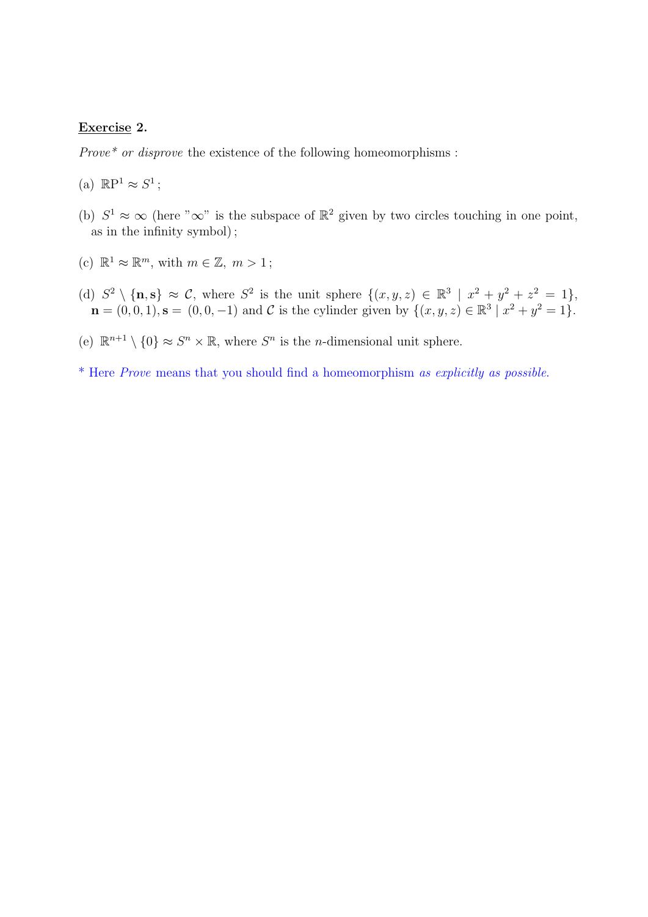**Exercise 2.**

*Prove\* or disprove* the existence of the following homeomorphisms :

(a) $\mathbb{RP}^1 \approx S^1$ ;

(b) $S^1 \approx \infty$ (here "$\infty$" is the subspace of $\mathbb{R}^2$ given by two circles touching in one point, as in the infinity symbol) ;

(c) $\mathbb{R}^1 \approx \mathbb{R}^m$, with $m \in \mathbb{Z},\ m > 1$ ;

(d) $S^2 \setminus \{\mathbf{n}, \mathbf{s}\} \approx \mathcal{C}$, where $S^2$ is the unit sphere $\{(x, y, z) \in \mathbb{R}^3 \mid x^2 + y^2 + z^2 = 1\}$, $\mathbf{n} = (0, 0, 1), \mathbf{s} = (0, 0, -1)$ and $\mathcal{C}$ is the cylinder given by $\{(x, y, z) \in \mathbb{R}^3 \mid x^2 + y^2 = 1\}$.

(e) $\mathbb{R}^{n+1} \setminus \{0\} \approx S^n \times \mathbb{R}$, where $S^n$ is the $n$-dimensional unit sphere.

\* Here *Prove* means that you should find a homeomorphism *as explicitly as possible.*